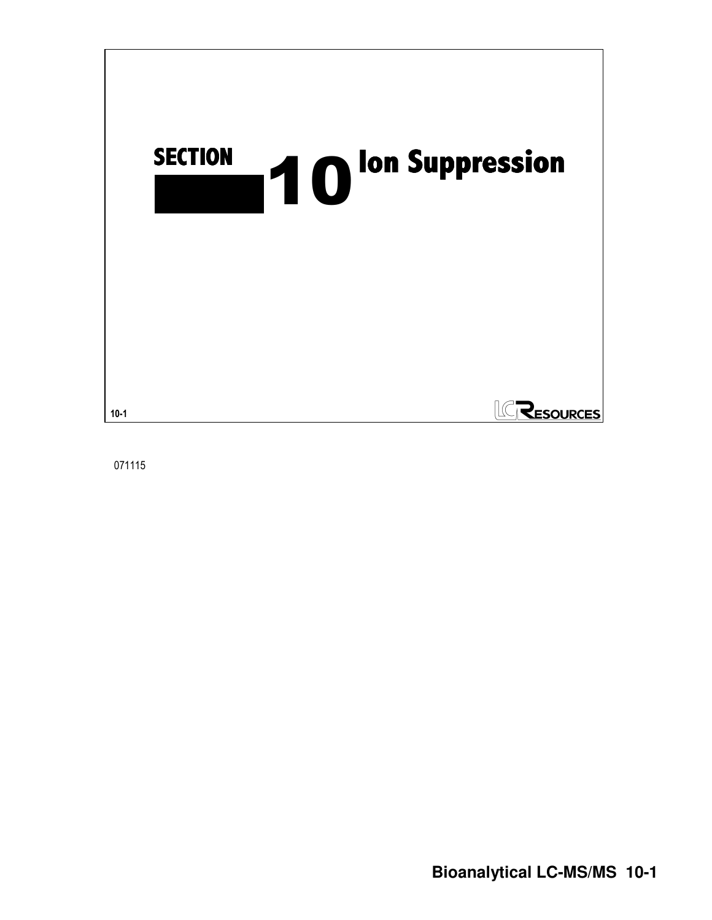# SECTION 10 Ion Suppression

10-1

071115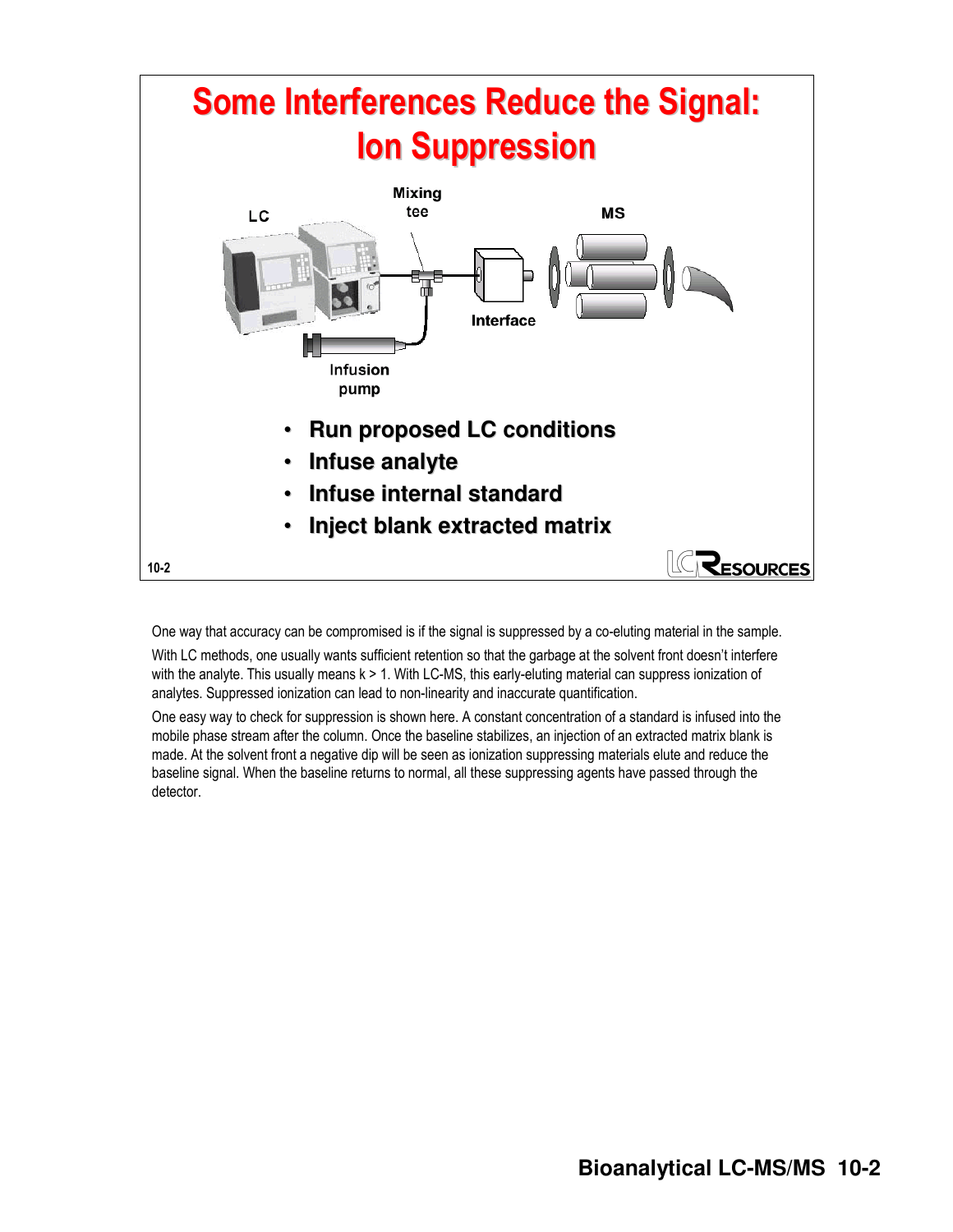# Some Interferences Reduce the Signal: Ion Suppression

LC

Mixing tee

MS

Interface

Infusion pump

- **Run proposed LC conditions**
- **Infuse analyte**
- **Infuse internal standard**
- **Inject blank extracted matrix**

10-2

One way that accuracy can be compromised is if the signal is suppressed by a co-eluting material in the sample.

With LC methods, one usually wants sufficient retention so that the garbage at the solvent front doesn't interfere with the analyte. This usually means $k > 1$. With LC-MS, this early-eluting material can suppress ionization of analytes. Suppressed ionization can lead to non-linearity and inaccurate quantification.

One easy way to check for suppression is shown here. A constant concentration of a standard is infused into the mobile phase stream after the column. Once the baseline stabilizes, an injection of an extracted matrix blank is made. At the solvent front a negative dip will be seen as ionization suppressing materials elute and reduce the baseline signal. When the baseline returns to normal, all these suppressing agents have passed through the detector.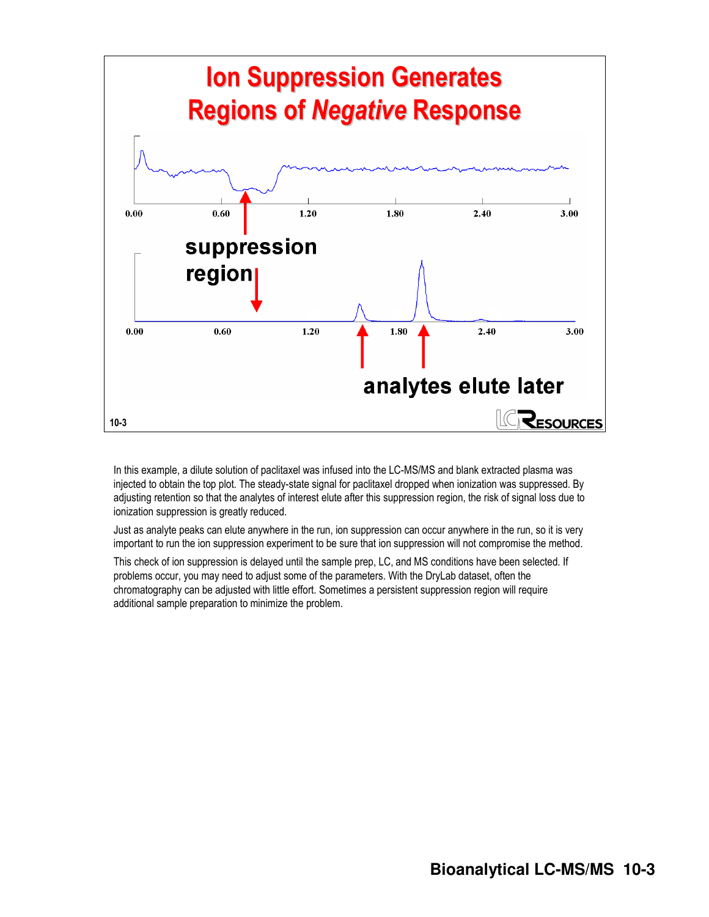# Ion Suppression Generates Regions of *Negative* Response

suppression region

analytes elute later

In this example, a dilute solution of paclitaxel was infused into the LC-MS/MS and blank extracted plasma was injected to obtain the top plot. The steady-state signal for paclitaxel dropped when ionization was suppressed. By adjusting retention so that the analytes of interest elute after this suppression region, the risk of signal loss due to ionization suppression is greatly reduced.

Just as analyte peaks can elute anywhere in the run, ion suppression can occur anywhere in the run, so it is very important to run the ion suppression experiment to be sure that ion suppression will not compromise the method.

This check of ion suppression is delayed until the sample prep, LC, and MS conditions have been selected. If problems occur, you may need to adjust some of the parameters. With the DryLab dataset, often the chromatography can be adjusted with little effort. Sometimes a persistent suppression region will require additional sample preparation to minimize the problem.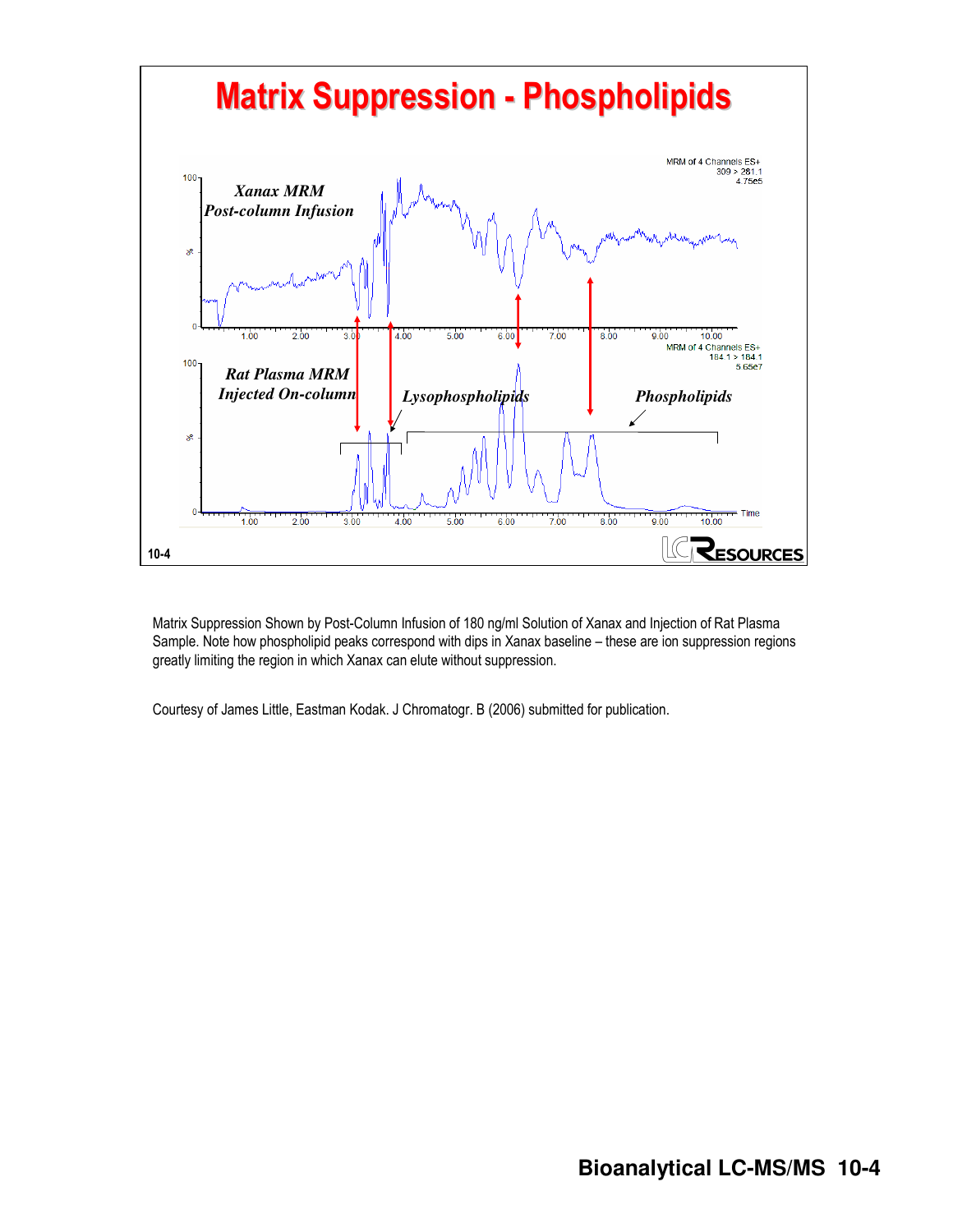# Matrix Suppression - Phospholipids

*Xanax MRM*
*Post-column Infusion*

MRM of 4 Channels ES+
309 > 281.1
4.75e5

*Rat Plasma MRM*
*Injected On-column*

MRM of 4 Channels ES+
184.1 > 184.1
5.65e7

*Lysophospholipids*

*Phospholipids*

10-4

Matrix Suppression Shown by Post-Column Infusion of 180 ng/ml Solution of Xanax and Injection of Rat Plasma Sample. Note how phospholipid peaks correspond with dips in Xanax baseline – these are ion suppression regions greatly limiting the region in which Xanax can elute without suppression.

Courtesy of James Little, Eastman Kodak. J Chromatogr. B (2006) submitted for publication.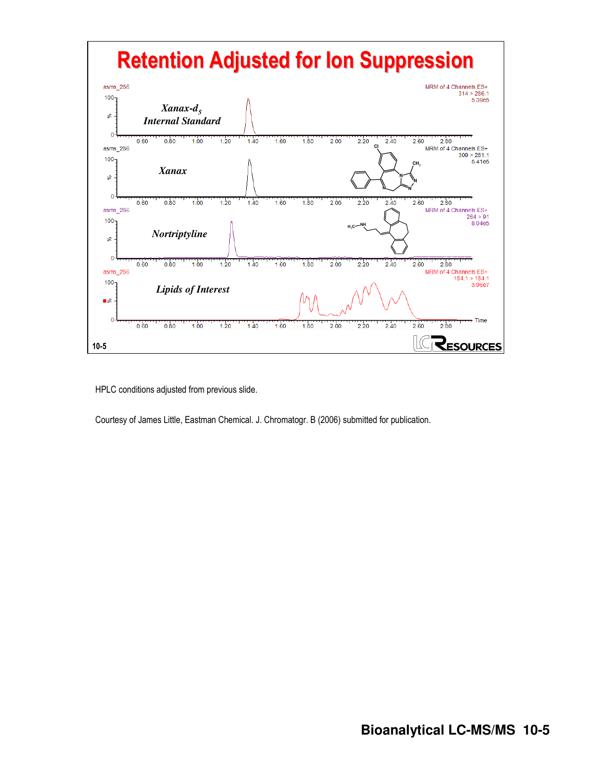# Retention Adjusted for Ion Suppression

asms_286 — MRM of 4 Channels ES+ 314 > 286.1 5.39e5 — *Xanax-$d_5$ Internal Standard*

asms_286 — MRM of 4 Channels ES+ 309 > 281.1 5.41e5 — *Xanax*

asms_286 — MRM of 4 Channels ES+ 264 > 91 8.04e6 — *Nortriptyline*

asms_286 — MRM of 4 Channels ES+ 184.1 > 184.1 3.96e7 — *Lipids of Interest*

Time: 0.60, 0.80, 1.00, 1.20, 1.40, 1.60, 1.80, 2.00, 2.20, 2.40, 2.60, 2.80

10-5

HPLC conditions adjusted from previous slide.

Courtesy of James Little, Eastman Chemical. J. Chromatogr. B (2006) submitted for publication.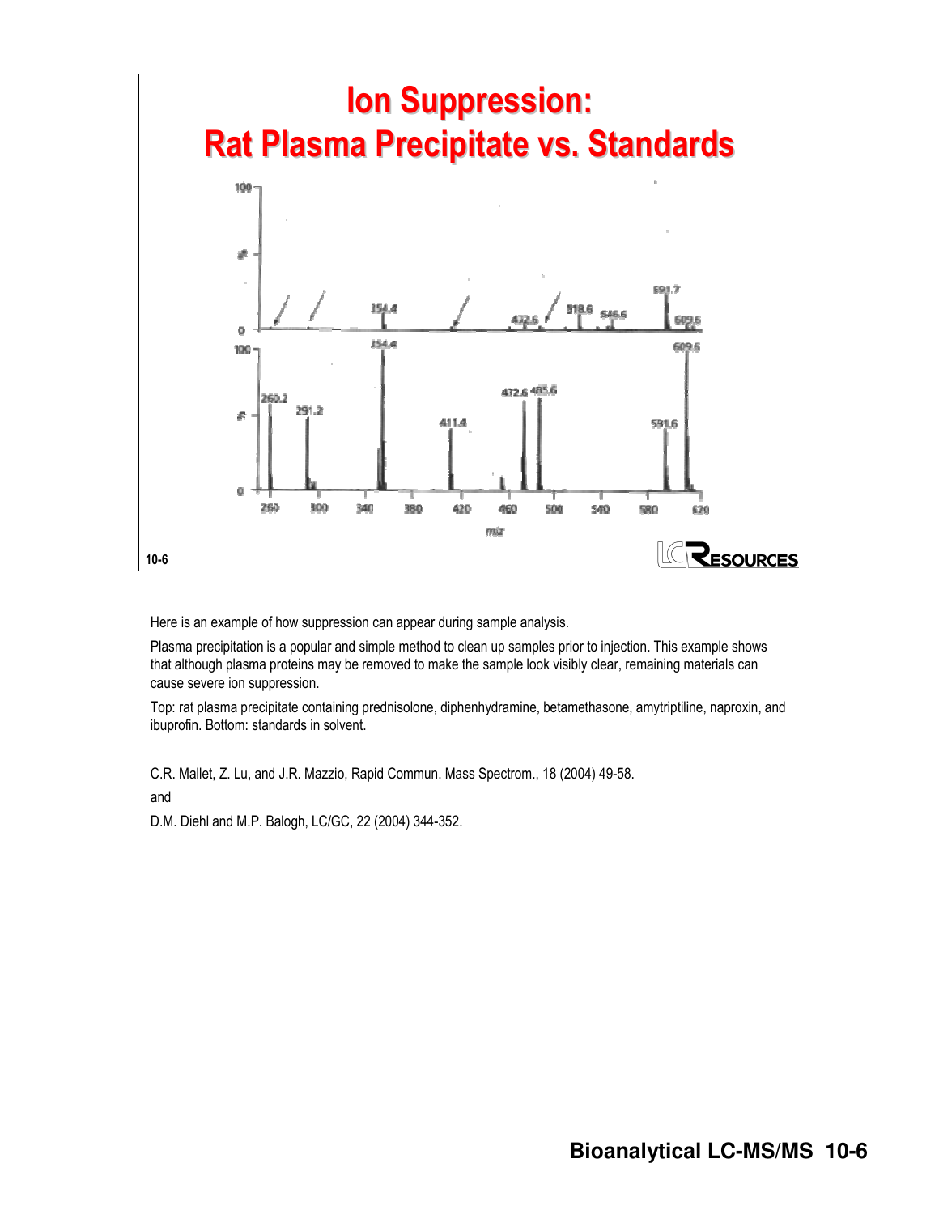# Ion Suppression: Rat Plasma Precipitate vs. Standards

10-6

Here is an example of how suppression can appear during sample analysis.

Plasma precipitation is a popular and simple method to clean up samples prior to injection. This example shows that although plasma proteins may be removed to make the sample look visibly clear, remaining materials can cause severe ion suppression.

Top: rat plasma precipitate containing prednisolone, diphenhydramine, betamethasone, amytriptiline, naproxin, and ibuprofin. Bottom: standards in solvent.

C.R. Mallet, Z. Lu, and J.R. Mazzio, Rapid Commun. Mass Spectrom., 18 (2004) 49-58.

and

D.M. Diehl and M.P. Balogh, LC/GC, 22 (2004) 344-352.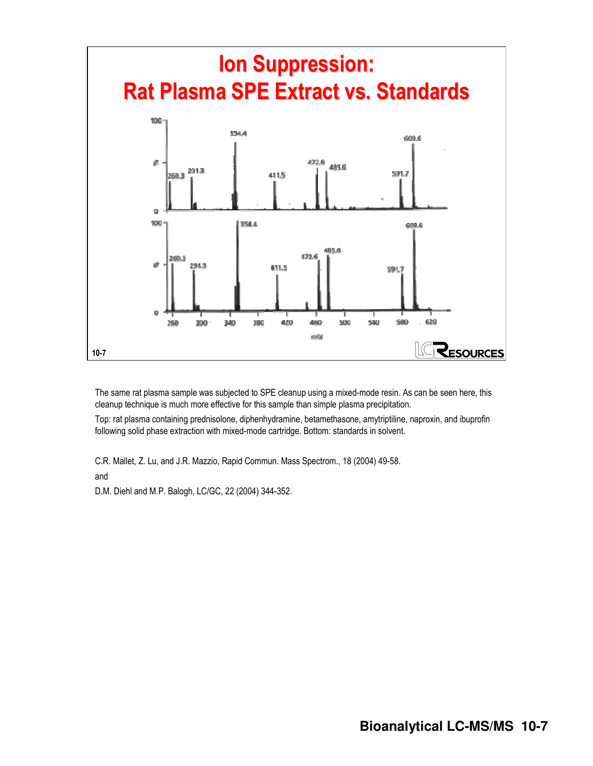# Ion Suppression: Rat Plasma SPE Extract vs. Standards

10-7

The same rat plasma sample was subjected to SPE cleanup using a mixed-mode resin. As can be seen here, this cleanup technique is much more effective for this sample than simple plasma precipitation.

Top: rat plasma containing prednisolone, diphenhydramine, betamethasone, amytriptiline, naproxin, and ibuprofin following solid phase extraction with mixed-mode cartridge. Bottom: standards in solvent.

C.R. Mallet, Z. Lu, and J.R. Mazzio, Rapid Commun. Mass Spectrom., 18 (2004) 49-58.

and

D.M. Diehl and M.P. Balogh, LC/GC, 22 (2004) 344-352.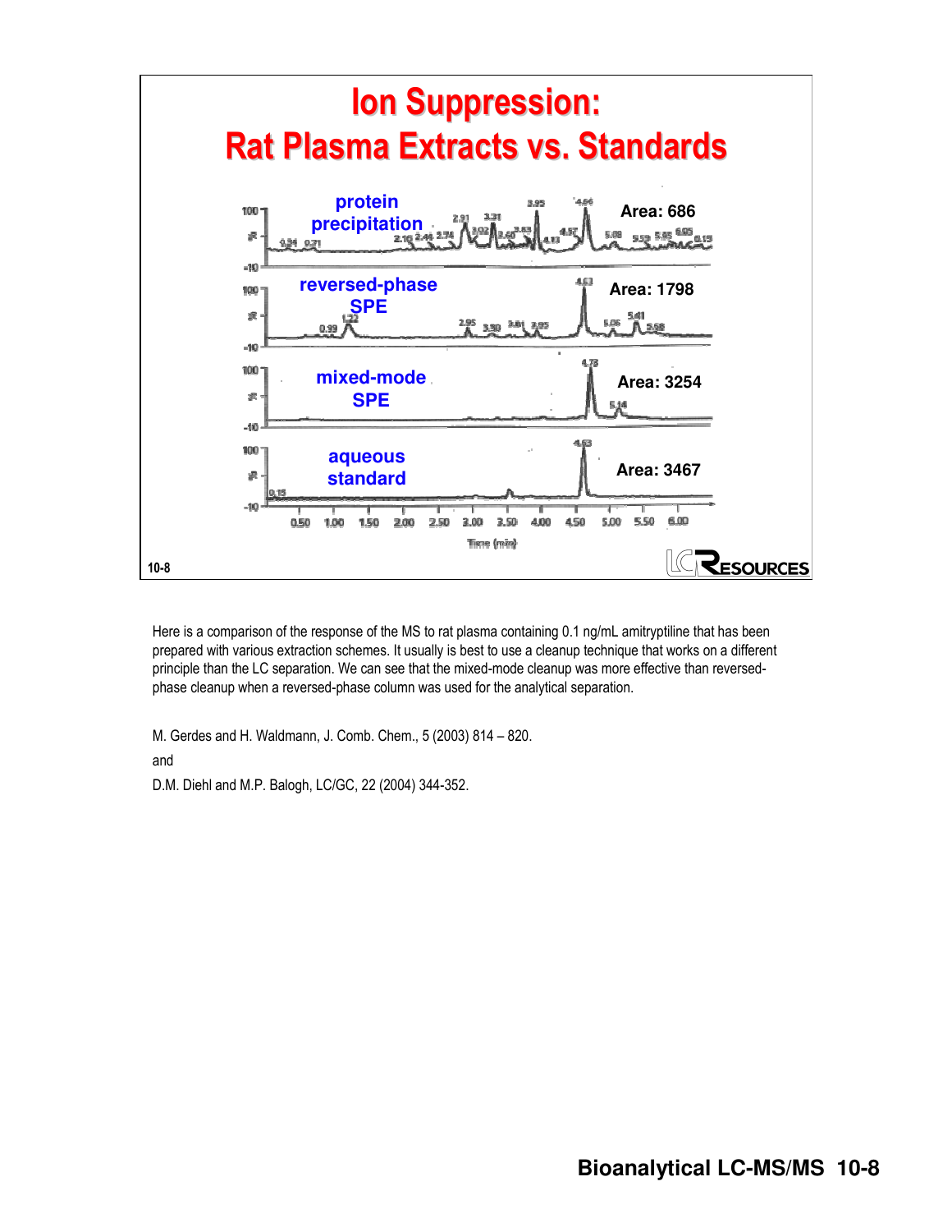# Ion Suppression: Rat Plasma Extracts vs. Standards

protein precipitation — Area: 686

reversed-phase SPE — Area: 1798

mixed-mode SPE — Area: 3254

aqueous standard — Area: 3467

Time (min)

10-8

Here is a comparison of the response of the MS to rat plasma containing 0.1 ng/mL amitryptiline that has been prepared with various extraction schemes. It usually is best to use a cleanup technique that works on a different principle than the LC separation. We can see that the mixed-mode cleanup was more effective than reversed-phase cleanup when a reversed-phase column was used for the analytical separation.

M. Gerdes and H. Waldmann, J. Comb. Chem., 5 (2003) 814 – 820.

and

D.M. Diehl and M.P. Balogh, LC/GC, 22 (2004) 344-352.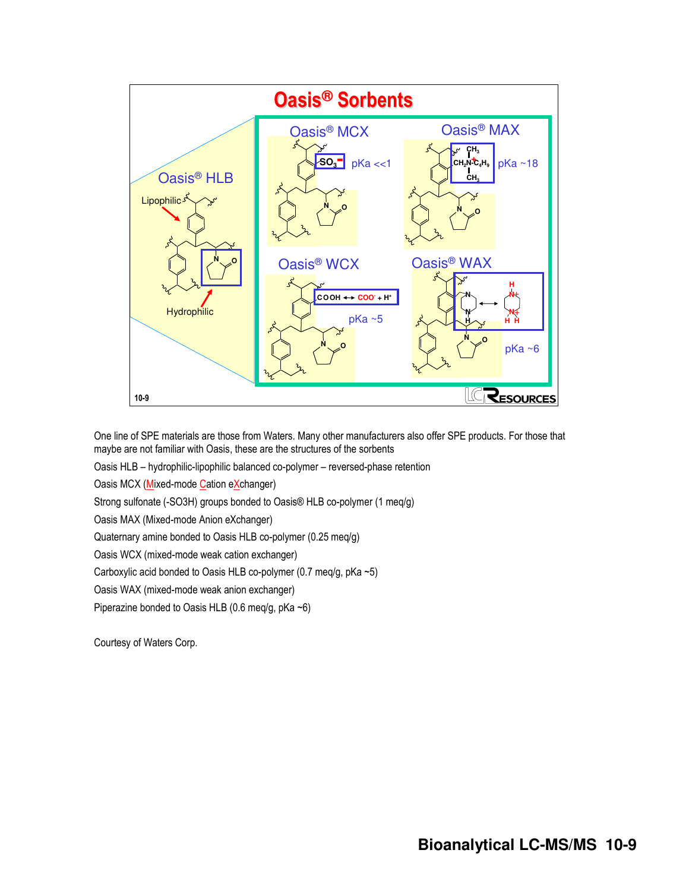# Oasis® Sorbents

**Oasis® HLB**

Lipophilic

Hydrophilic

**Oasis® MCX**

$SO_3^-$ pKa <<1

**Oasis® MAX**

$CH_2N^+C_4H_9$ ($CH_3$, $CH_3$) pKa ~18

**Oasis® WCX**

$COOH \leftrightarrow COO^- + H^+$

pKa ~5

**Oasis® WAX**

pKa ~6

10-9

One line of SPE materials are those from Waters. Many other manufacturers also offer SPE products. For those that maybe are not familiar with Oasis, these are the structures of the sorbents

Oasis HLB – hydrophilic-lipophilic balanced co-polymer – reversed-phase retention

Oasis MCX (Mixed-mode Cation eXchanger)

Strong sulfonate (-SO3H) groups bonded to Oasis® HLB co-polymer (1 meq/g)

Oasis MAX (Mixed-mode Anion eXchanger)

Quaternary amine bonded to Oasis HLB co-polymer (0.25 meq/g)

Oasis WCX (mixed-mode weak cation exchanger)

Carboxylic acid bonded to Oasis HLB co-polymer (0.7 meq/g, pKa ~5)

Oasis WAX (mixed-mode weak anion exchanger)

Piperazine bonded to Oasis HLB (0.6 meq/g, pKa ~6)

Courtesy of Waters Corp.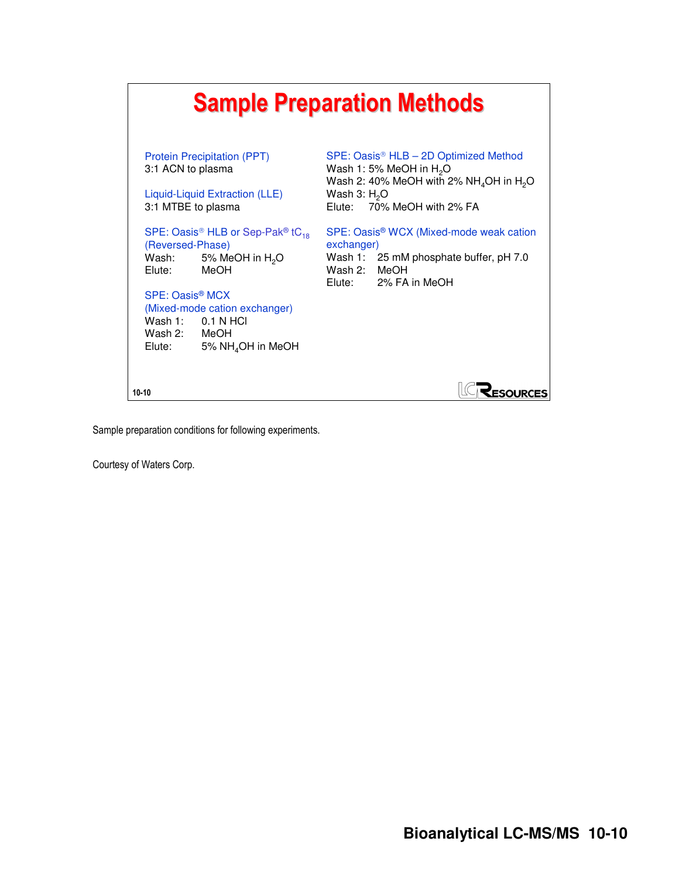# Sample Preparation Methods

**Protein Precipitation (PPT)**
3:1 ACN to plasma

**Liquid-Liquid Extraction (LLE)**
3:1 MTBE to plasma

**SPE: Oasis® HLB or Sep-Pak® $tC_{18}$ (Reversed-Phase)**
Wash: 5% MeOH in $H_2O$
Elute: MeOH

**SPE: Oasis® MCX (Mixed-mode cation exchanger)**
Wash 1: 0.1 N HCl
Wash 2: MeOH
Elute: 5% $NH_4OH$ in MeOH

**SPE: Oasis® HLB – 2D Optimized Method**
Wash 1: 5% MeOH in $H_2O$
Wash 2: 40% MeOH with 2% $NH_4OH$ in $H_2O$
Wash 3: $H_2O$
Elute: 70% MeOH with 2% FA

**SPE: Oasis® WCX (Mixed-mode weak cation exchanger)**
Wash 1: 25 mM phosphate buffer, pH 7.0
Wash 2: MeOH
Elute: 2% FA in MeOH

10-10

Sample preparation conditions for following experiments.

Courtesy of Waters Corp.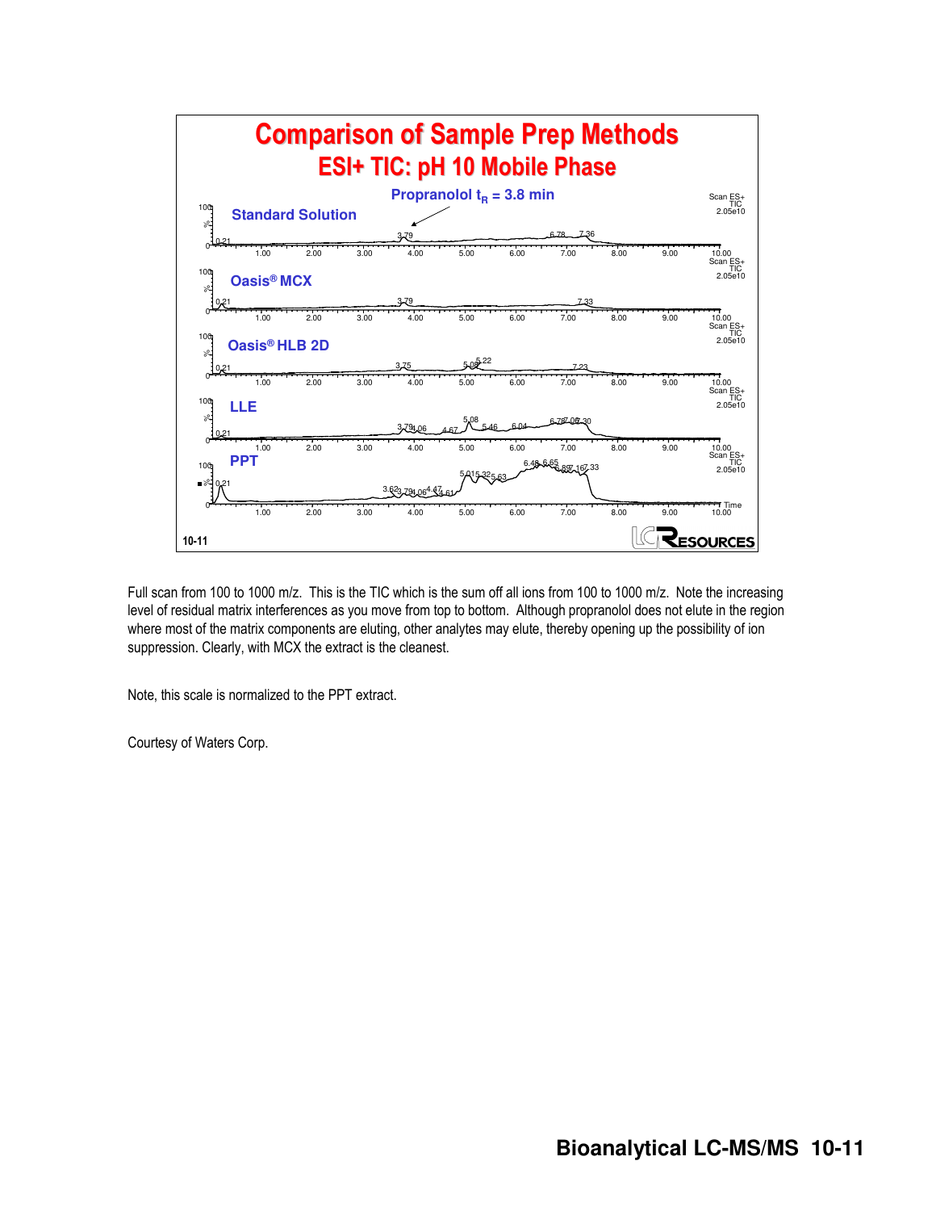# Comparison of Sample Prep Methods

## ESI+ TIC: pH 10 Mobile Phase

Propranolol $t_R$ = 3.8 min

Standard Solution

Oasis® MCX

Oasis® HLB 2D

LLE

PPT

10-11

Full scan from 100 to 1000 m/z. This is the TIC which is the sum off all ions from 100 to 1000 m/z. Note the increasing level of residual matrix interferences as you move from top to bottom. Although propranolol does not elute in the region where most of the matrix components are eluting, other analytes may elute, thereby opening up the possibility of ion suppression. Clearly, with MCX the extract is the cleanest.

Note, this scale is normalized to the PPT extract.

Courtesy of Waters Corp.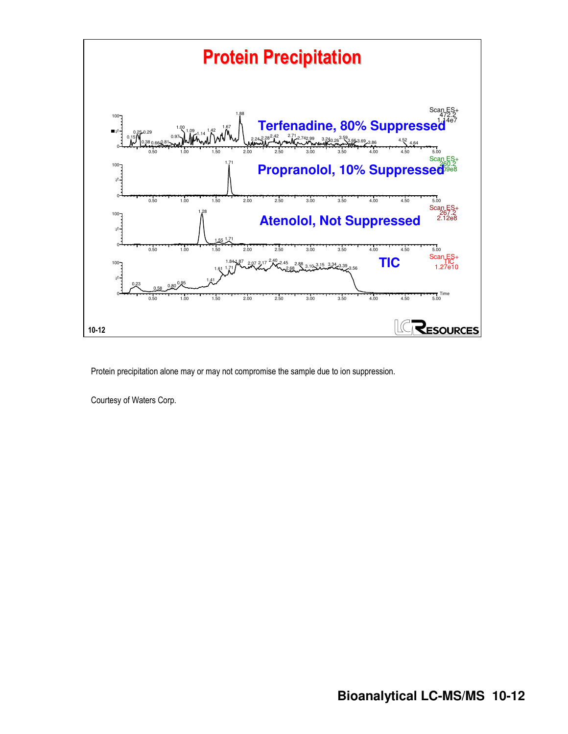# Protein Precipitation

Terfenadine, 80% Suppressed

Propranolol, 10% Suppressed

Atenolol, Not Suppressed

TIC

10-12

Protein precipitation alone may or may not compromise the sample due to ion suppression.

Courtesy of Waters Corp.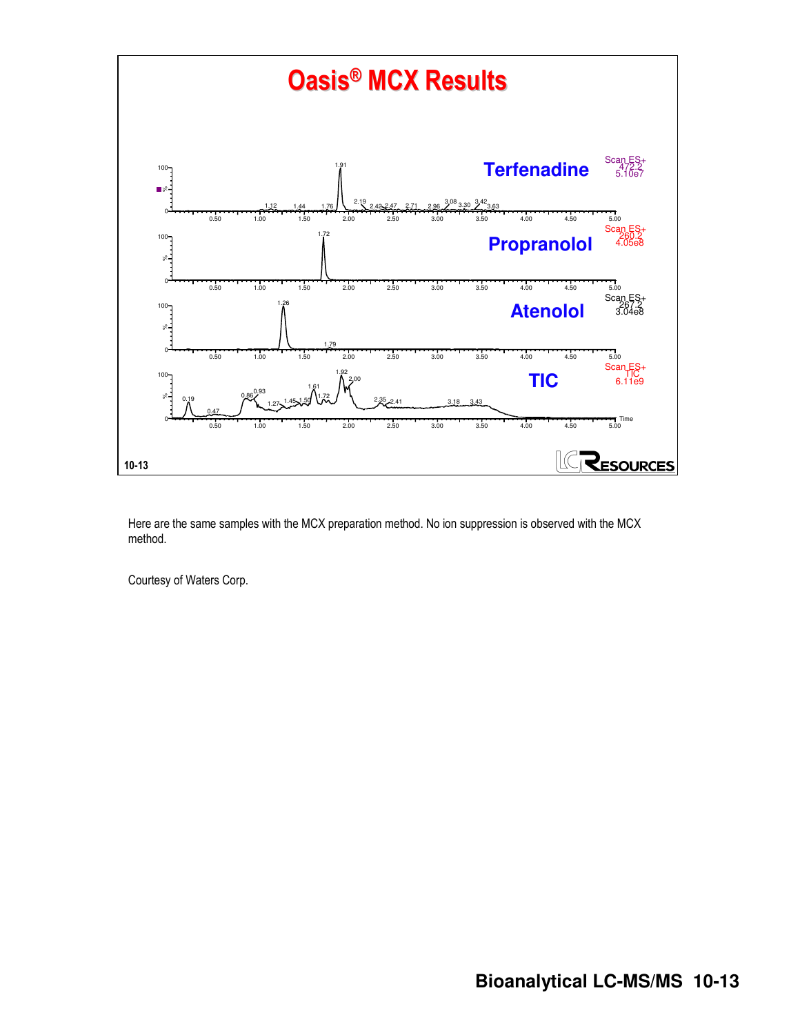# Oasis® MCX Results

**Terfenadine** — Scan ES+ 472.2 5.10e7

**Propranolol** — Scan ES+ 260.2 4.05e8

**Atenolol** — Scan ES+ 267.2 3.04e8

**TIC** — Scan ES+ TIC 6.11e9

10-13

Here are the same samples with the MCX preparation method. No ion suppression is observed with the MCX method.

Courtesy of Waters Corp.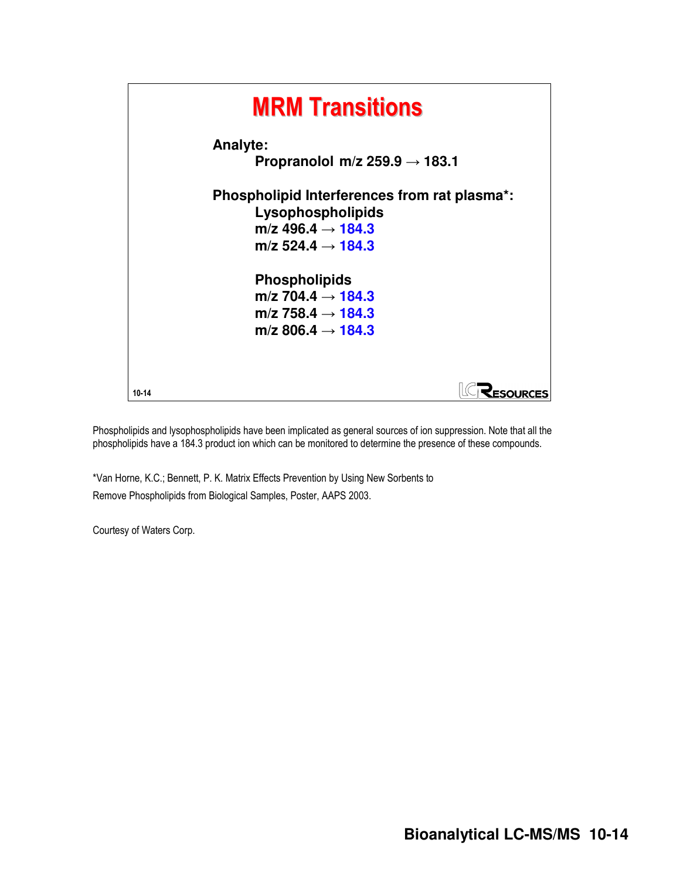# MRM Transitions

**Analyte:**

**Propranolol m/z 259.9 → 183.1**

**Phospholipid Interferences from rat plasma*:**

**Lysophospholipids**

**m/z 496.4 → 184.3**
**m/z 524.4 → 184.3**

**Phospholipids**

**m/z 704.4 → 184.3**
**m/z 758.4 → 184.3**
**m/z 806.4 → 184.3**

10-14

Phospholipids and lysophospholipids have been implicated as general sources of ion suppression. Note that all the phospholipids have a 184.3 product ion which can be monitored to determine the presence of these compounds.

*Van Horne, K.C.; Bennett, P. K. Matrix Effects Prevention by Using New Sorbents to Remove Phospholipids from Biological Samples, Poster, AAPS 2003.

Courtesy of Waters Corp.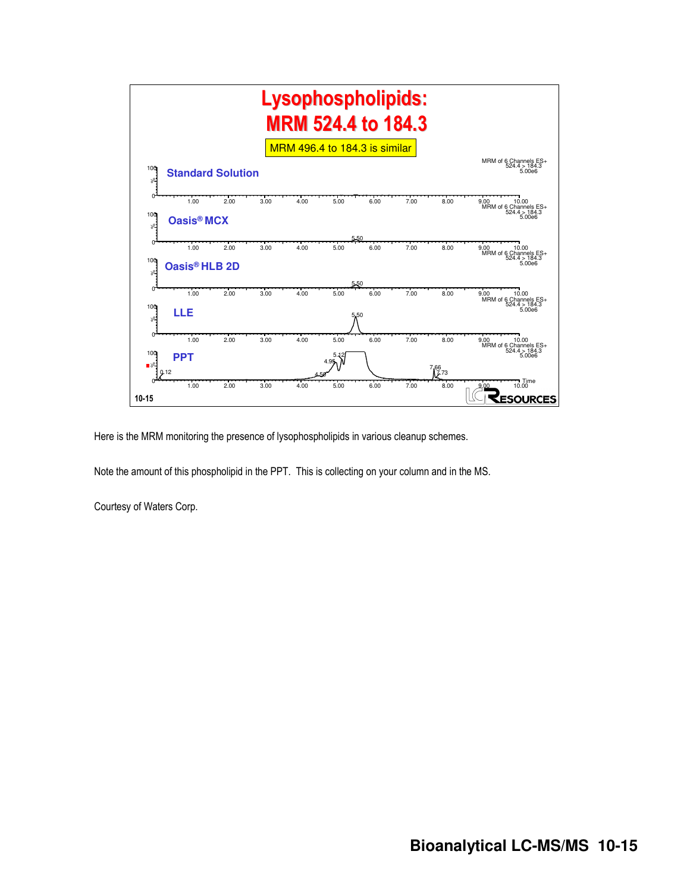# Lysophospholipids: MRM 524.4 to 184.3

MRM 496.4 to 184.3 is similar

**Standard Solution** — MRM of 6 Channels ES+ 524.4 > 184.3 5.00e6

**Oasis® MCX** — MRM of 6 Channels ES+ 524.4 > 184.3 5.00e6 (peak at 5.50)

**Oasis® HLB 2D** — MRM of 6 Channels ES+ 524.4 > 184.3 5.00e6 (peak at 5.50)

**LLE** — MRM of 6 Channels ES+ 524.4 > 184.3 5.00e6 (peak at 5.50)

**PPT** — MRM of 6 Channels ES+ 524.4 > 184.3 5.00e6 (peaks at 0.12, 4.50, 4.95, 5.12, 7.66, 7.73)

Time: 1.00 – 10.00

10-15

Here is the MRM monitoring the presence of lysophospholipids in various cleanup schemes.

Note the amount of this phospholipid in the PPT. This is collecting on your column and in the MS.

Courtesy of Waters Corp.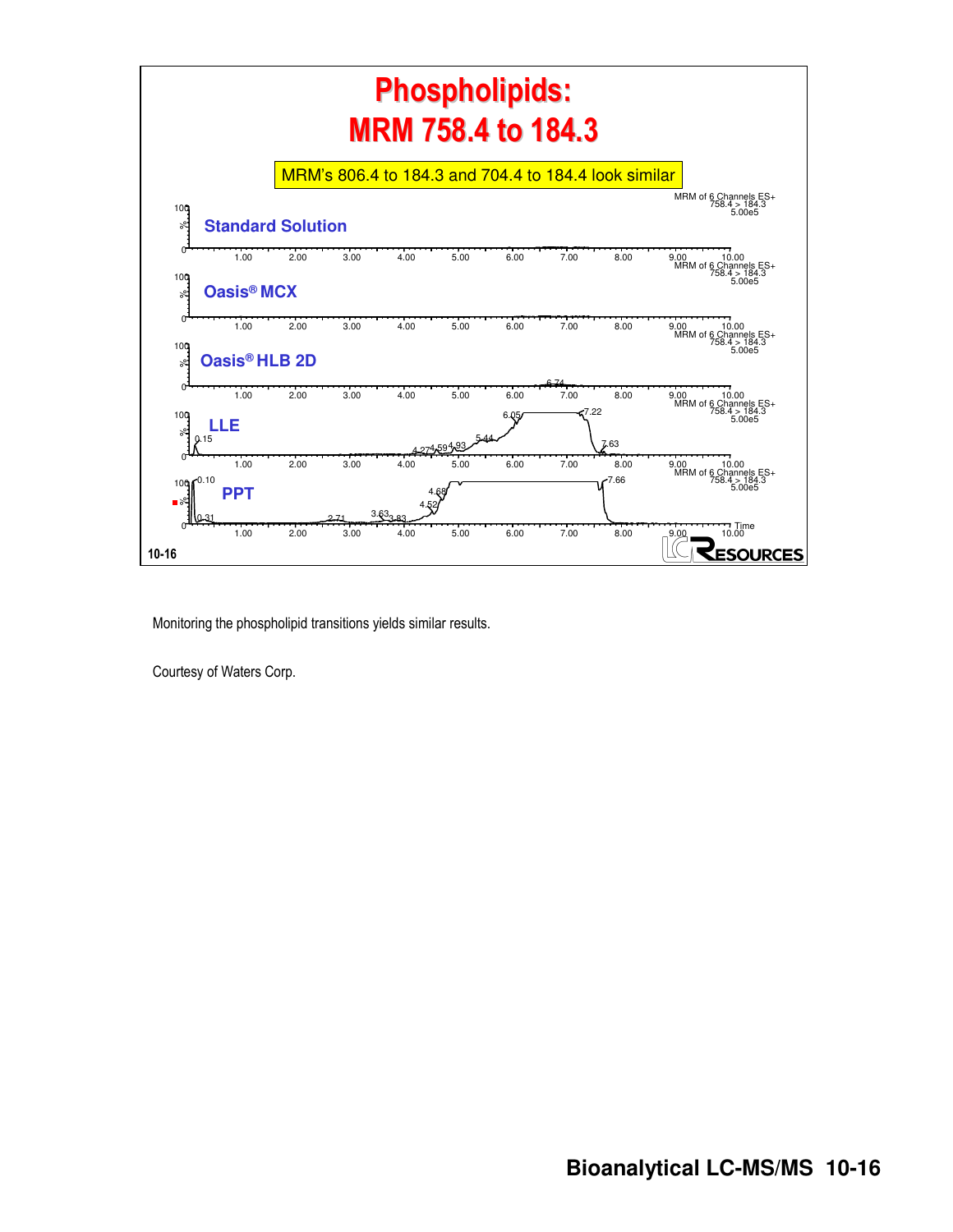# Phospholipids: MRM 758.4 to 184.3

MRM's 806.4 to 184.3 and 704.4 to 184.4 look similar

MRM of 6 Channels ES+
758.4 > 184.3
5.00e5

**Standard Solution**

**Oasis® MCX**

**Oasis® HLB 2D**

**LLE**

**PPT**

10-16

Monitoring the phospholipid transitions yields similar results.

Courtesy of Waters Corp.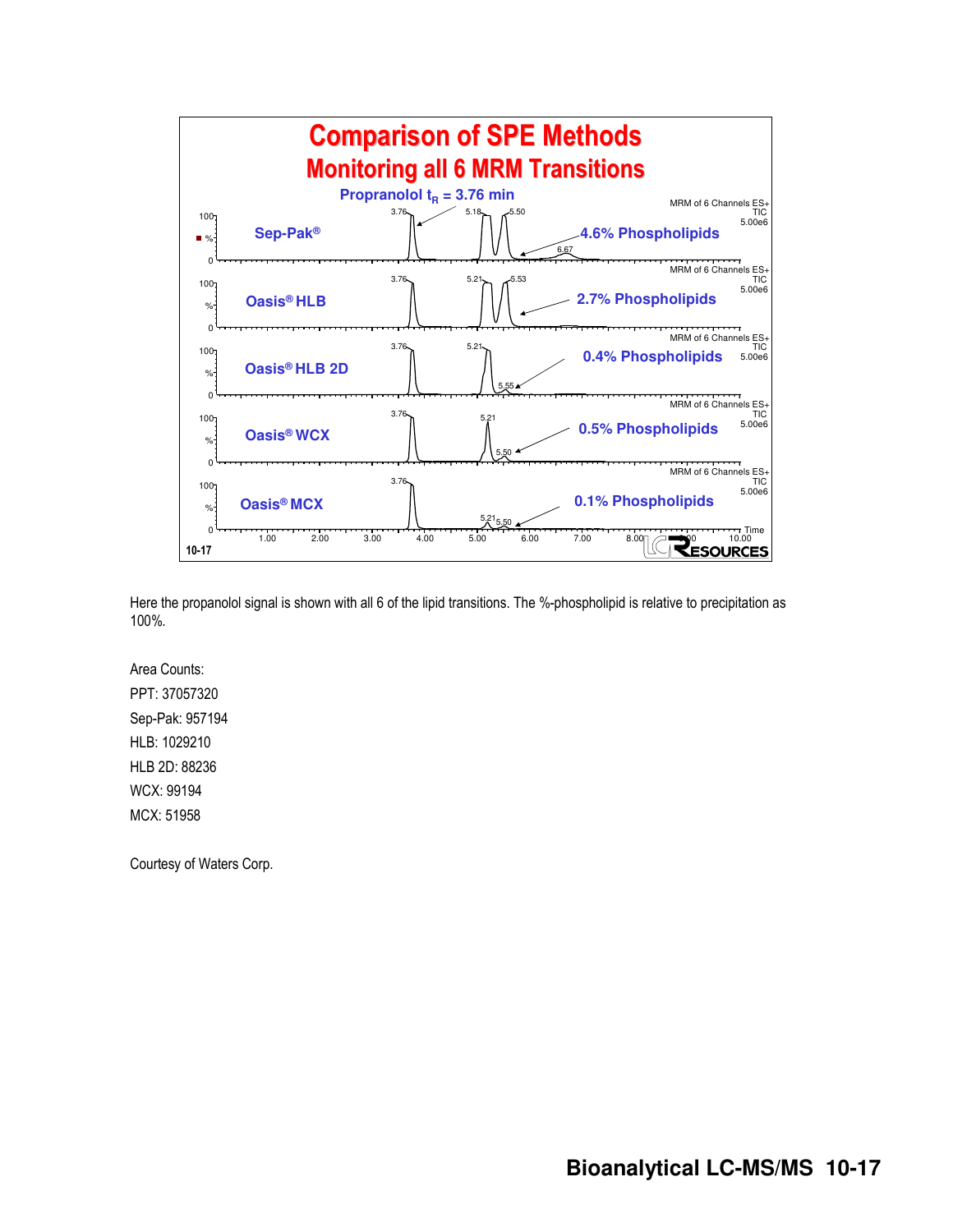# Comparison of SPE Methods

## Monitoring all 6 MRM Transitions

Propranolol $t_R$ = 3.76 min

| Method | Phospholipids |
| --- | --- |
| Sep-Pak® | 4.6% Phospholipids |
| Oasis® HLB | 2.7% Phospholipids |
| Oasis® HLB 2D | 0.4% Phospholipids |
| Oasis® WCX | 0.5% Phospholipids |
| Oasis® MCX | 0.1% Phospholipids |

Here the propanolol signal is shown with all 6 of the lipid transitions. The %-phospholipid is relative to precipitation as 100%.

Area Counts:

PPT: 37057320

Sep-Pak: 957194

HLB: 1029210

HLB 2D: 88236

WCX: 99194

MCX: 51958

Courtesy of Waters Corp.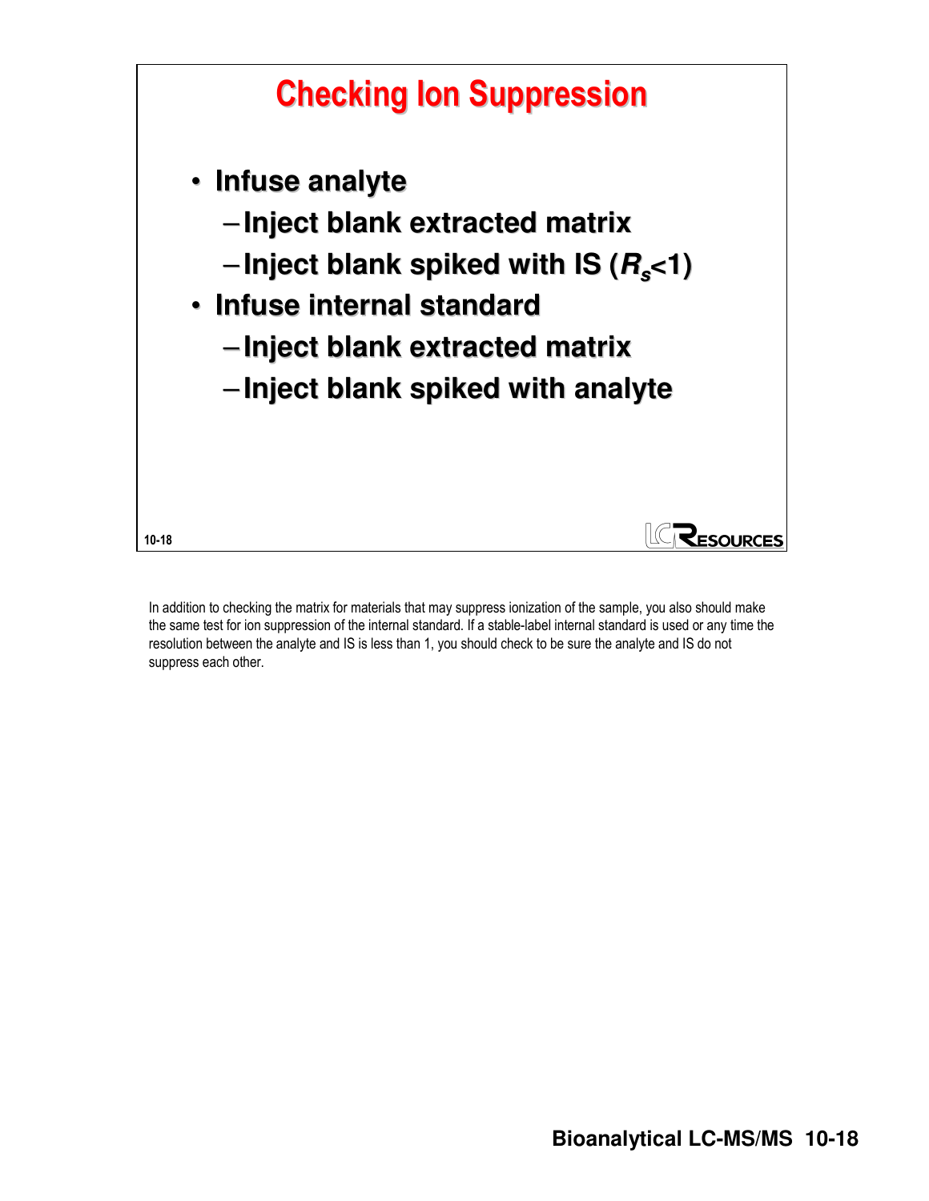# Checking Ion Suppression

- **Infuse analyte**
  - **Inject blank extracted matrix**
  - **Inject blank spiked with IS ($R_s$<1)**
- **Infuse internal standard**
  - **Inject blank extracted matrix**
  - **Inject blank spiked with analyte**

In addition to checking the matrix for materials that may suppress ionization of the sample, you also should make the same test for ion suppression of the internal standard. If a stable-label internal standard is used or any time the resolution between the analyte and IS is less than 1, you should check to be sure the analyte and IS do not suppress each other.